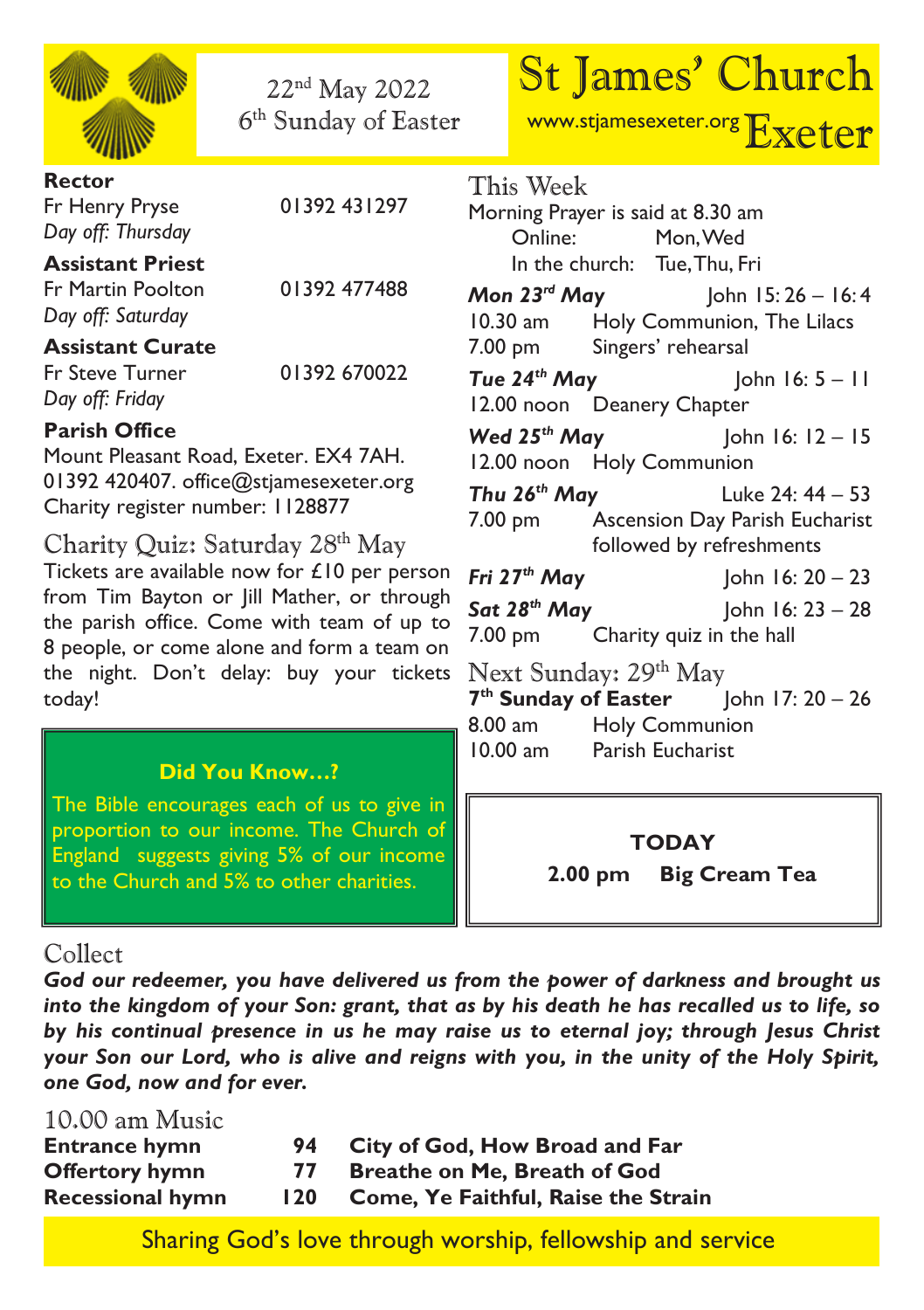22nd May 2022
6th Sunday of Easter

# St James' Church Exeter

www.stjamesexeter.org

**Rector**
Fr Henry Pryse 01392 431297
*Day off: Thursday*

**Assistant Priest**
Fr Martin Poolton 01392 477488
*Day off: Saturday*

**Assistant Curate**
Fr Steve Turner 01392 670022
*Day off: Friday*

**Parish Office**
Mount Pleasant Road, Exeter. EX4 7AH.
01392 420407. office@stjamesexeter.org
Charity register number: 1128877

## Charity Quiz: Saturday 28th May

Tickets are available now for £10 per person from Tim Bayton or Jill Mather, or through the parish office. Come with team of up to 8 people, or come alone and form a team on the night. Don't delay: buy your tickets today!

**Did You Know…?**

The Bible encourages each of us to give in proportion to our income. The Church of England suggests giving 5% of our income to the Church and 5% to other charities.

## This Week

Morning Prayer is said at 8.30 am
Online: Mon, Wed
In the church: Tue, Thu, Fri

***Mon 23rd May*** John 15: 26 – 16: 4
10.30 am Holy Communion, The Lilacs
7.00 pm Singers' rehearsal

***Tue 24th May*** John 16: 5 – 11
12.00 noon Deanery Chapter

***Wed 25th May*** John 16: 12 – 15
12.00 noon Holy Communion

***Thu 26th May*** Luke 24: 44 – 53
7.00 pm Ascension Day Parish Eucharist followed by refreshments

***Fri 27th May*** John 16: 20 – 23

***Sat 28th May*** John 16: 23 – 28
7.00 pm Charity quiz in the hall

## Next Sunday: 29th May

**7th Sunday of Easter** John 17: 20 – 26
8.00 am Holy Communion
10.00 am Parish Eucharist

**TODAY**
**2.00 pm Big Cream Tea**

## Collect

***God our redeemer, you have delivered us from the power of darkness and brought us into the kingdom of your Son: grant, that as by his death he has recalled us to life, so by his continual presence in us he may raise us to eternal joy; through Jesus Christ your Son our Lord, who is alive and reigns with you, in the unity of the Holy Spirit, one God, now and for ever.***

## 10.00 am Music

| | | |
|---|---|---|
| **Entrance hymn** | **94** | **City of God, How Broad and Far** |
| **Offertory hymn** | **77** | **Breathe on Me, Breath of God** |
| **Recessional hymn** | **120** | **Come, Ye Faithful, Raise the Strain** |

Sharing God's love through worship, fellowship and service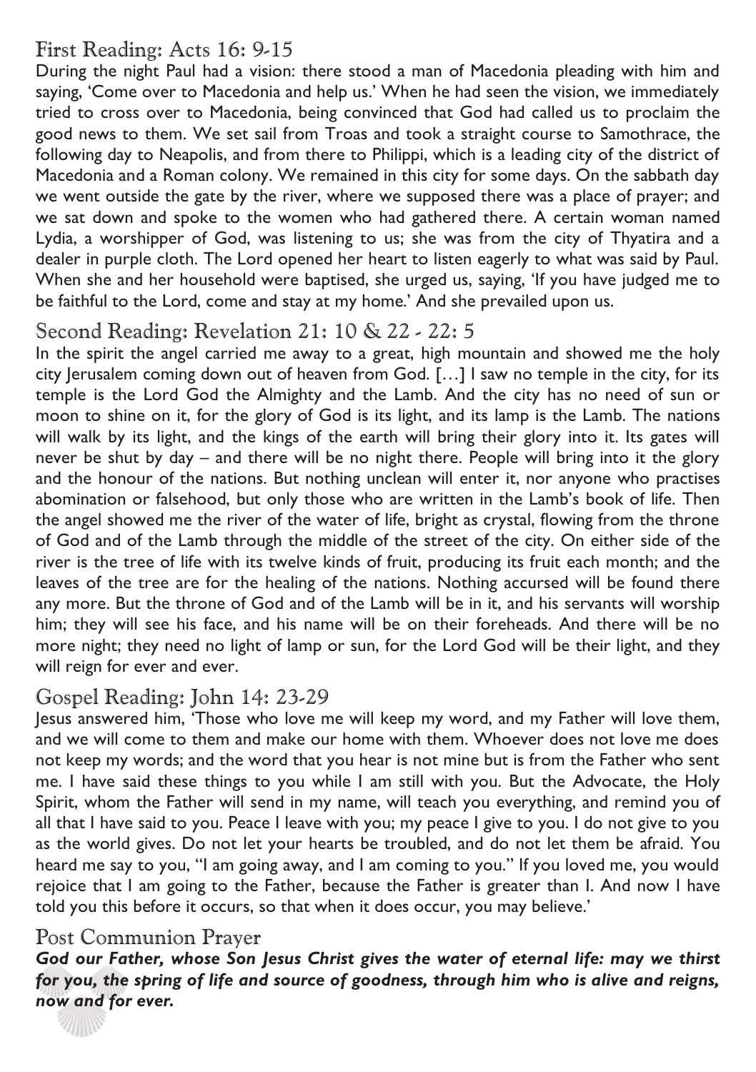## First Reading: Acts 16: 9-15

During the night Paul had a vision: there stood a man of Macedonia pleading with him and saying, 'Come over to Macedonia and help us.' When he had seen the vision, we immediately tried to cross over to Macedonia, being convinced that God had called us to proclaim the good news to them. We set sail from Troas and took a straight course to Samothrace, the following day to Neapolis, and from there to Philippi, which is a leading city of the district of Macedonia and a Roman colony. We remained in this city for some days. On the sabbath day we went outside the gate by the river, where we supposed there was a place of prayer; and we sat down and spoke to the women who had gathered there. A certain woman named Lydia, a worshipper of God, was listening to us; she was from the city of Thyatira and a dealer in purple cloth. The Lord opened her heart to listen eagerly to what was said by Paul. When she and her household were baptised, she urged us, saying, 'If you have judged me to be faithful to the Lord, come and stay at my home.' And she prevailed upon us.

## Second Reading: Revelation 21: 10 & 22 - 22: 5

In the spirit the angel carried me away to a great, high mountain and showed me the holy city Jerusalem coming down out of heaven from God. […] I saw no temple in the city, for its temple is the Lord God the Almighty and the Lamb. And the city has no need of sun or moon to shine on it, for the glory of God is its light, and its lamp is the Lamb. The nations will walk by its light, and the kings of the earth will bring their glory into it. Its gates will never be shut by day – and there will be no night there. People will bring into it the glory and the honour of the nations. But nothing unclean will enter it, nor anyone who practises abomination or falsehood, but only those who are written in the Lamb's book of life. Then the angel showed me the river of the water of life, bright as crystal, flowing from the throne of God and of the Lamb through the middle of the street of the city. On either side of the river is the tree of life with its twelve kinds of fruit, producing its fruit each month; and the leaves of the tree are for the healing of the nations. Nothing accursed will be found there any more. But the throne of God and of the Lamb will be in it, and his servants will worship him; they will see his face, and his name will be on their foreheads. And there will be no more night; they need no light of lamp or sun, for the Lord God will be their light, and they will reign for ever and ever.

## Gospel Reading: John 14: 23-29

Jesus answered him, 'Those who love me will keep my word, and my Father will love them, and we will come to them and make our home with them. Whoever does not love me does not keep my words; and the word that you hear is not mine but is from the Father who sent me. I have said these things to you while I am still with you. But the Advocate, the Holy Spirit, whom the Father will send in my name, will teach you everything, and remind you of all that I have said to you. Peace I leave with you; my peace I give to you. I do not give to you as the world gives. Do not let your hearts be troubled, and do not let them be afraid. You heard me say to you, "I am going away, and I am coming to you." If you loved me, you would rejoice that I am going to the Father, because the Father is greater than I. And now I have told you this before it occurs, so that when it does occur, you may believe.'

## Post Communion Prayer

***God our Father, whose Son Jesus Christ gives the water of eternal life: may we thirst for you, the spring of life and source of goodness, through him who is alive and reigns, now and for ever.***